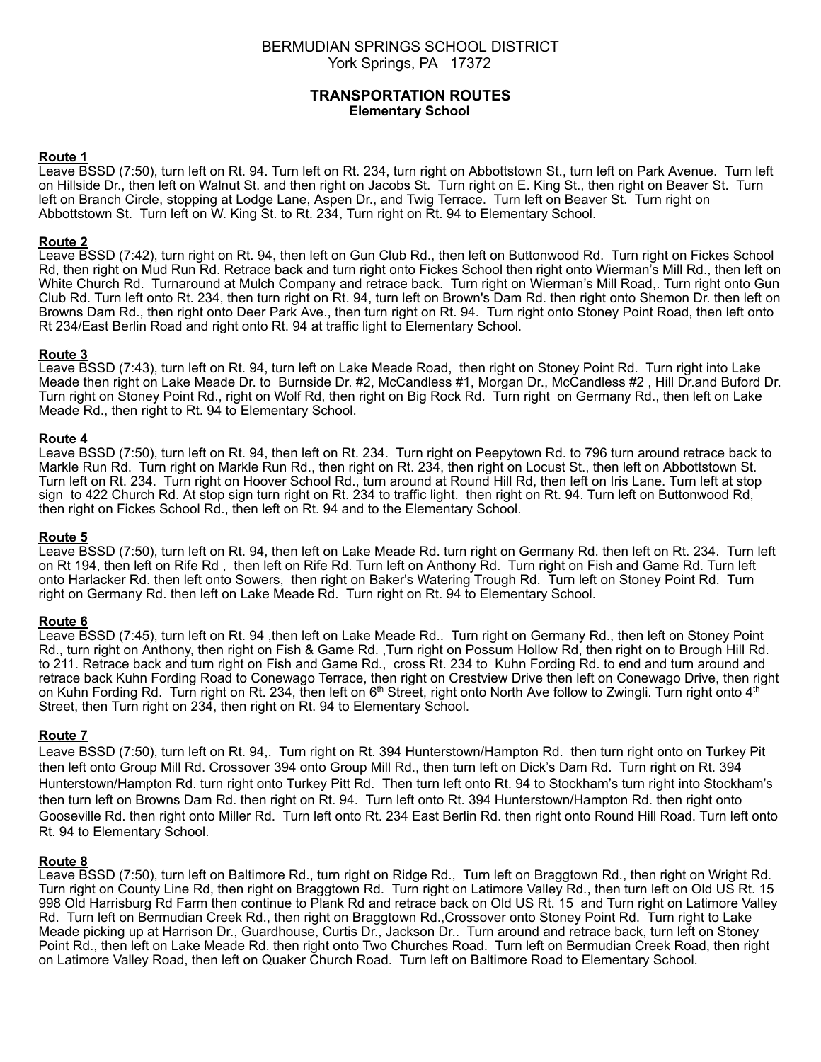BERMUDIAN SPRINGS SCHOOL DISTRICT
York Springs, PA 17372

# TRANSPORTATION ROUTES

## Elementary School

### Route 1

Leave BSSD (7:50), turn left on Rt. 94. Turn left on Rt. 234, turn right on Abbottstown St., turn left on Park Avenue. Turn left on Hillside Dr., then left on Walnut St. and then right on Jacobs St. Turn right on E. King St., then right on Beaver St. Turn left on Branch Circle, stopping at Lodge Lane, Aspen Dr., and Twig Terrace. Turn left on Beaver St. Turn right on Abbottstown St. Turn left on W. King St. to Rt. 234, Turn right on Rt. 94 to Elementary School.

### Route 2

Leave BSSD (7:42), turn right on Rt. 94, then left on Gun Club Rd., then left on Buttonwood Rd. Turn right on Fickes School Rd, then right on Mud Run Rd. Retrace back and turn right onto Fickes School then right onto Wierman's Mill Rd., then left on White Church Rd. Turnaround at Mulch Company and retrace back. Turn right on Wierman's Mill Road,. Turn right onto Gun Club Rd. Turn left onto Rt. 234, then turn right on Rt. 94, turn left on Brown's Dam Rd. then right onto Shemon Dr. then left on Browns Dam Rd., then right onto Deer Park Ave., then turn right on Rt. 94. Turn right onto Stoney Point Road, then left onto Rt 234/East Berlin Road and right onto Rt. 94 at traffic light to Elementary School.

### Route 3

Leave BSSD (7:43), turn left on Rt. 94, turn left on Lake Meade Road, then right on Stoney Point Rd. Turn right into Lake Meade then right on Lake Meade Dr. to Burnside Dr. #2, McCandless #1, Morgan Dr., McCandless #2 , Hill Dr.and Buford Dr. Turn right on Stoney Point Rd., right on Wolf Rd, then right on Big Rock Rd. Turn right on Germany Rd., then left on Lake Meade Rd., then right to Rt. 94 to Elementary School.

### Route 4

Leave BSSD (7:50), turn left on Rt. 94, then left on Rt. 234. Turn right on Peepytown Rd. to 796 turn around retrace back to Markle Run Rd. Turn right on Markle Run Rd., then right on Rt. 234, then right on Locust St., then left on Abbottstown St. Turn left on Rt. 234. Turn right on Hoover School Rd., turn around at Round Hill Rd, then left on Iris Lane. Turn left at stop sign to 422 Church Rd. At stop sign turn right on Rt. 234 to traffic light. then right on Rt. 94. Turn left on Buttonwood Rd, then right on Fickes School Rd., then left on Rt. 94 and to the Elementary School.

### Route 5

Leave BSSD (7:50), turn left on Rt. 94, then left on Lake Meade Rd. turn right on Germany Rd. then left on Rt. 234. Turn left on Rt 194, then left on Rife Rd , then left on Rife Rd. Turn left on Anthony Rd. Turn right on Fish and Game Rd. Turn left onto Harlacker Rd. then left onto Sowers, then right on Baker's Watering Trough Rd. Turn left on Stoney Point Rd. Turn right on Germany Rd. then left on Lake Meade Rd. Turn right on Rt. 94 to Elementary School.

### Route 6

Leave BSSD (7:45), turn left on Rt. 94 ,then left on Lake Meade Rd.. Turn right on Germany Rd., then left on Stoney Point Rd., turn right on Anthony, then right on Fish & Game Rd. ,Turn right on Possum Hollow Rd, then right on to Brough Hill Rd. to 211. Retrace back and turn right on Fish and Game Rd., cross Rt. 234 to Kuhn Fording Rd. to end and turn around and retrace back Kuhn Fording Road to Conewago Terrace, then right on Crestview Drive then left on Conewago Drive, then right on Kuhn Fording Rd. Turn right on Rt. 234, then left on 6th Street, right onto North Ave follow to Zwingli. Turn right onto 4th Street, then Turn right on 234, then right on Rt. 94 to Elementary School.

### Route 7

Leave BSSD (7:50), turn left on Rt. 94,. Turn right on Rt. 394 Hunterstown/Hampton Rd. then turn right onto on Turkey Pit then left onto Group Mill Rd. Crossover 394 onto Group Mill Rd., then turn left on Dick's Dam Rd. Turn right on Rt. 394 Hunterstown/Hampton Rd. turn right onto Turkey Pitt Rd. Then turn left onto Rt. 94 to Stockham's turn right into Stockham's then turn left on Browns Dam Rd. then right on Rt. 94. Turn left onto Rt. 394 Hunterstown/Hampton Rd. then right onto Gooseville Rd. then right onto Miller Rd. Turn left onto Rt. 234 East Berlin Rd. then right onto Round Hill Road. Turn left onto Rt. 94 to Elementary School.

### Route 8

Leave BSSD (7:50), turn left on Baltimore Rd., turn right on Ridge Rd., Turn left on Braggtown Rd., then right on Wright Rd. Turn right on County Line Rd, then right on Braggtown Rd. Turn right on Latimore Valley Rd., then turn left on Old US Rt. 15 998 Old Harrisburg Rd Farm then continue to Plank Rd and retrace back on Old US Rt. 15 and Turn right on Latimore Valley Rd. Turn left on Bermudian Creek Rd., then right on Braggtown Rd.,Crossover onto Stoney Point Rd. Turn right to Lake Meade picking up at Harrison Dr., Guardhouse, Curtis Dr., Jackson Dr.. Turn around and retrace back, turn left on Stoney Point Rd., then left on Lake Meade Rd. then right onto Two Churches Road. Turn left on Bermudian Creek Road, then right on Latimore Valley Road, then left on Quaker Church Road. Turn left on Baltimore Road to Elementary School.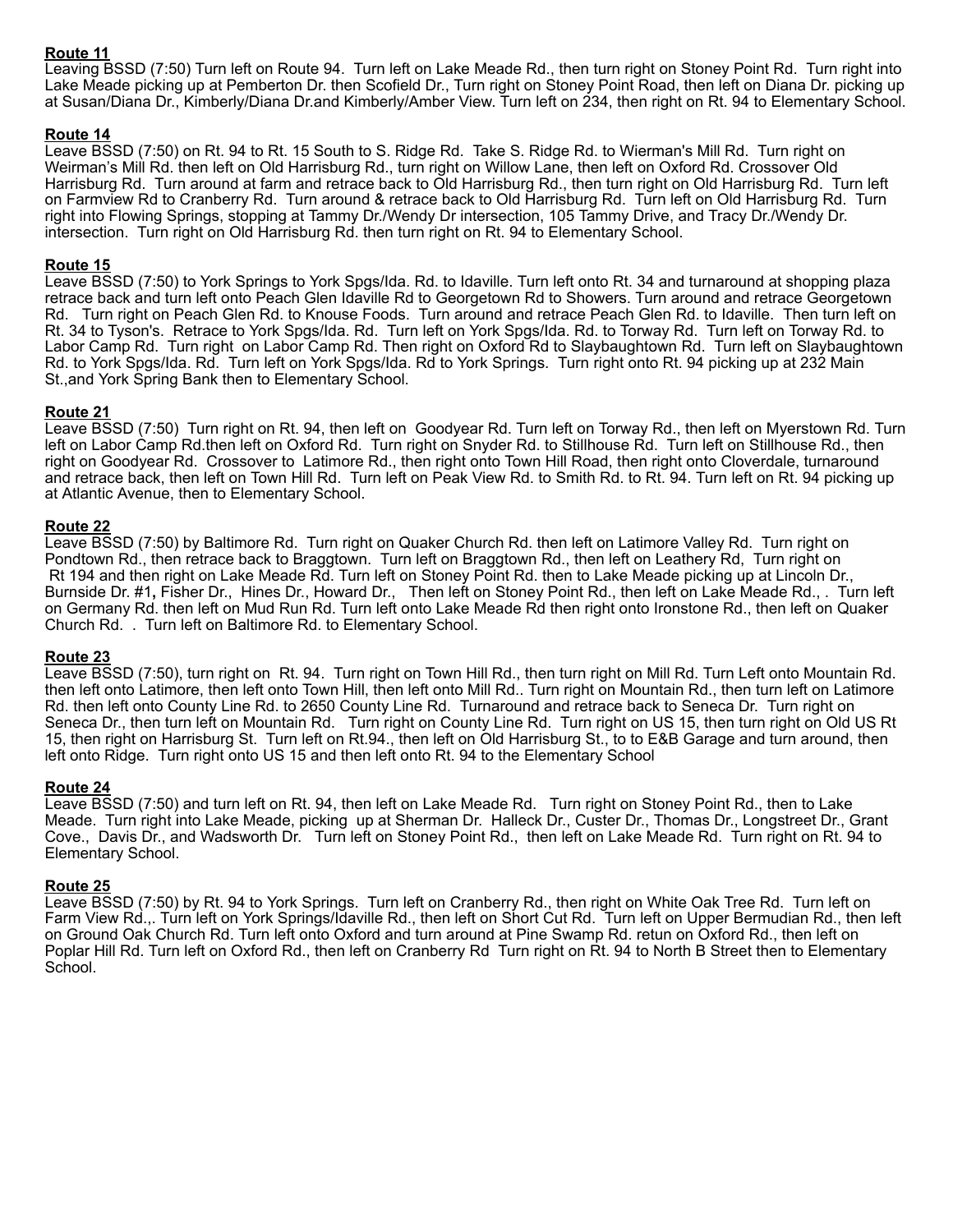**Route 11**

Leaving BSSD (7:50) Turn left on Route 94. Turn left on Lake Meade Rd., then turn right on Stoney Point Rd. Turn right into Lake Meade picking up at Pemberton Dr. then Scofield Dr., Turn right on Stoney Point Road, then left on Diana Dr. picking up at Susan/Diana Dr., Kimberly/Diana Dr.and Kimberly/Amber View. Turn left on 234, then right on Rt. 94 to Elementary School.

**Route 14**

Leave BSSD (7:50) on Rt. 94 to Rt. 15 South to S. Ridge Rd. Take S. Ridge Rd. to Wierman's Mill Rd. Turn right on Weirman's Mill Rd. then left on Old Harrisburg Rd., turn right on Willow Lane, then left on Oxford Rd. Crossover Old Harrisburg Rd. Turn around at farm and retrace back to Old Harrisburg Rd., then turn right on Old Harrisburg Rd. Turn left on Farmview Rd to Cranberry Rd. Turn around & retrace back to Old Harrisburg Rd. Turn left on Old Harrisburg Rd. Turn right into Flowing Springs, stopping at Tammy Dr./Wendy Dr intersection, 105 Tammy Drive, and Tracy Dr./Wendy Dr. intersection. Turn right on Old Harrisburg Rd. then turn right on Rt. 94 to Elementary School.

**Route 15**

Leave BSSD (7:50) to York Springs to York Spgs/Ida. Rd. to Idaville. Turn left onto Rt. 34 and turnaround at shopping plaza retrace back and turn left onto Peach Glen Idaville Rd to Georgetown Rd to Showers. Turn around and retrace Georgetown Rd. Turn right on Peach Glen Rd. to Knouse Foods. Turn around and retrace Peach Glen Rd. to Idaville. Then turn left on Rt. 34 to Tyson's. Retrace to York Spgs/Ida. Rd. Turn left on York Spgs/Ida. Rd. to Torway Rd. Turn left on Torway Rd. to Labor Camp Rd. Turn right on Labor Camp Rd. Then right on Oxford Rd to Slaybaughtown Rd. Turn left on Slaybaughtown Rd. to York Spgs/Ida. Rd. Turn left on York Spgs/Ida. Rd to York Springs. Turn right onto Rt. 94 picking up at 232 Main St.,and York Spring Bank then to Elementary School.

**Route 21**

Leave BSSD (7:50) Turn right on Rt. 94, then left on Goodyear Rd. Turn left on Torway Rd., then left on Myerstown Rd. Turn left on Labor Camp Rd.then left on Oxford Rd. Turn right on Snyder Rd. to Stillhouse Rd. Turn left on Stillhouse Rd., then right on Goodyear Rd. Crossover to Latimore Rd., then right onto Town Hill Road, then right onto Cloverdale, turnaround and retrace back, then left on Town Hill Rd. Turn left on Peak View Rd. to Smith Rd. to Rt. 94. Turn left on Rt. 94 picking up at Atlantic Avenue, then to Elementary School.

**Route 22**

Leave BSSD (7:50) by Baltimore Rd. Turn right on Quaker Church Rd. then left on Latimore Valley Rd. Turn right on Pondtown Rd., then retrace back to Braggtown. Turn left on Braggtown Rd., then left on Leathery Rd, Turn right on Rt 194 and then right on Lake Meade Rd. Turn left on Stoney Point Rd. then to Lake Meade picking up at Lincoln Dr., Burnside Dr. #1**,** Fisher Dr., Hines Dr., Howard Dr., Then left on Stoney Point Rd., then left on Lake Meade Rd., . Turn left on Germany Rd. then left on Mud Run Rd. Turn left onto Lake Meade Rd then right onto Ironstone Rd., then left on Quaker Church Rd. . Turn left on Baltimore Rd. to Elementary School.

**Route 23**

Leave BSSD (7:50), turn right on Rt. 94. Turn right on Town Hill Rd., then turn right on Mill Rd. Turn Left onto Mountain Rd. then left onto Latimore, then left onto Town Hill, then left onto Mill Rd.. Turn right on Mountain Rd., then turn left on Latimore Rd. then left onto County Line Rd. to 2650 County Line Rd. Turnaround and retrace back to Seneca Dr. Turn right on Seneca Dr., then turn left on Mountain Rd. Turn right on County Line Rd. Turn right on US 15, then turn right on Old US Rt 15, then right on Harrisburg St. Turn left on Rt.94., then left on Old Harrisburg St., to to E&B Garage and turn around, then left onto Ridge. Turn right onto US 15 and then left onto Rt. 94 to the Elementary School

**Route 24**

Leave BSSD (7:50) and turn left on Rt. 94, then left on Lake Meade Rd. Turn right on Stoney Point Rd., then to Lake Meade. Turn right into Lake Meade, picking up at Sherman Dr. Halleck Dr., Custer Dr., Thomas Dr., Longstreet Dr., Grant Cove., Davis Dr., and Wadsworth Dr. Turn left on Stoney Point Rd., then left on Lake Meade Rd. Turn right on Rt. 94 to Elementary School.

**Route 25**

Leave BSSD (7:50) by Rt. 94 to York Springs. Turn left on Cranberry Rd., then right on White Oak Tree Rd. Turn left on Farm View Rd.,. Turn left on York Springs/Idaville Rd., then left on Short Cut Rd. Turn left on Upper Bermudian Rd., then left on Ground Oak Church Rd. Turn left onto Oxford and turn around at Pine Swamp Rd. retun on Oxford Rd., then left on Poplar Hill Rd. Turn left on Oxford Rd., then left on Cranberry Rd Turn right on Rt. 94 to North B Street then to Elementary School.